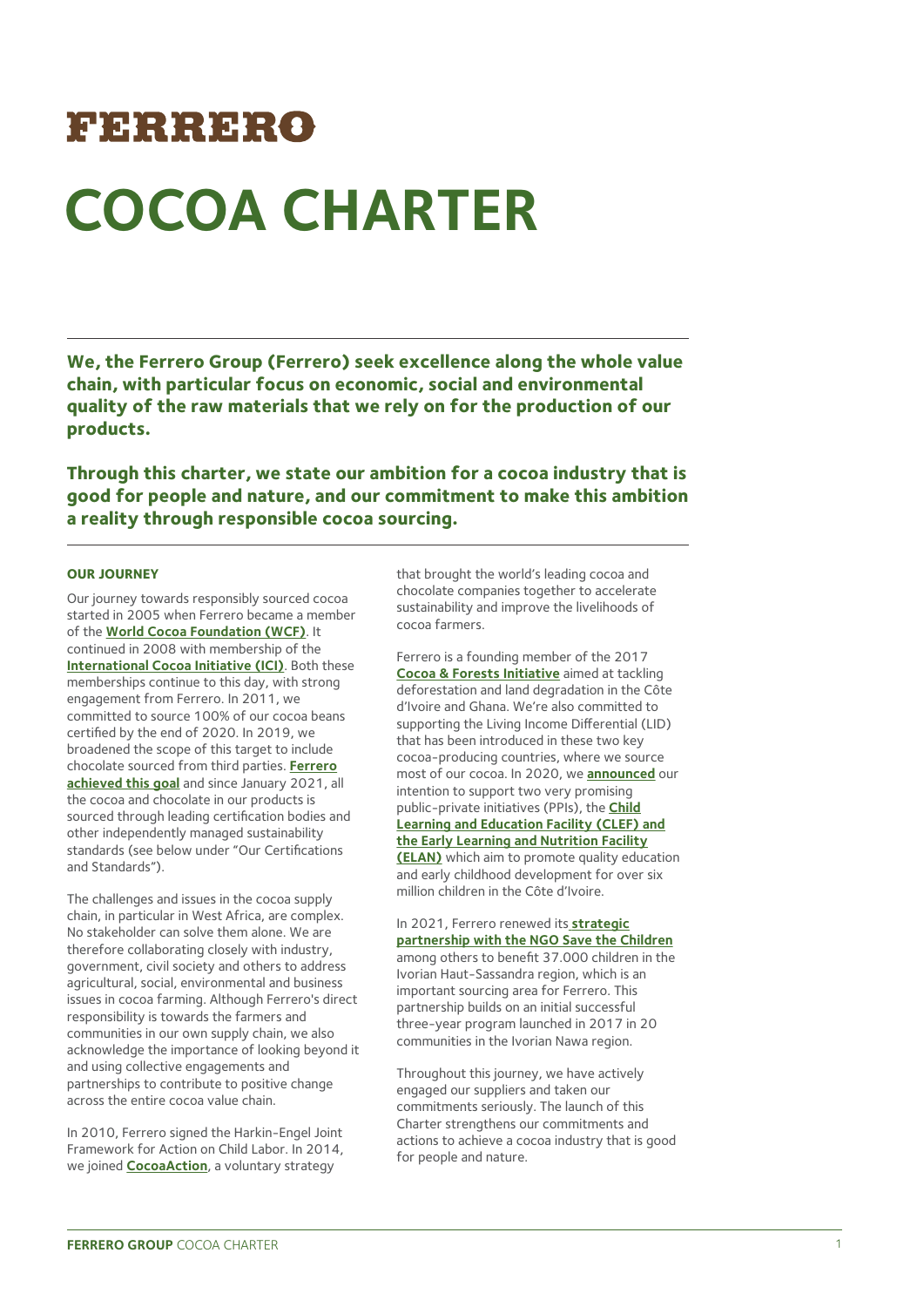# FERRERO

# COCOA CHARTER

**We, the Ferrero Group (Ferrero) seek excellence along the whole value chain, with particular focus on economic, social and environmental quality of the raw materials that we rely on for the production of our products.**

**Through this charter, we state our ambition for a cocoa industry that is good for people and nature, and our commitment to make this ambition a reality through responsible cocoa sourcing.**

## OUR JOURNEY

Our journey towards responsibly sourced cocoa started in 2005 when Ferrero became a member of the **World Cocoa Foundation (WCF)**. It continued in 2008 with membership of the **International Cocoa Initiative (ICI)**. Both these memberships continue to this day, with strong engagement from Ferrero. In 2011, we committed to source 100% of our cocoa beans certified by the end of 2020. In 2019, we broadened the scope of this target to include chocolate sourced from third parties. **Ferrero achieved this goal** and since January 2021, all the cocoa and chocolate in our products is sourced through leading certification bodies and other independently managed sustainability standards (see below under "Our Certifications and Standards").

The challenges and issues in the cocoa supply chain, in particular in West Africa, are complex. No stakeholder can solve them alone. We are therefore collaborating closely with industry, government, civil society and others to address agricultural, social, environmental and business issues in cocoa farming. Although Ferrero's direct responsibility is towards the farmers and communities in our own supply chain, we also acknowledge the importance of looking beyond it and using collective engagements and partnerships to contribute to positive change across the entire cocoa value chain.

In 2010, Ferrero signed the Harkin-Engel Joint Framework for Action on Child Labor. In 2014, we joined **CocoaAction**, a voluntary strategy that brought the world's leading cocoa and chocolate companies together to accelerate sustainability and improve the livelihoods of cocoa farmers.

Ferrero is a founding member of the 2017 **Cocoa & Forests Initiative** aimed at tackling deforestation and land degradation in the Côte d'Ivoire and Ghana. We're also committed to supporting the Living Income Differential (LID) that has been introduced in these two key cocoa-producing countries, where we source most of our cocoa. In 2020, we **announced** our intention to support two very promising public-private initiatives (PPIs), the **Child Learning and Education Facility (CLEF) and the Early Learning and Nutrition Facility (ELAN)** which aim to promote quality education and early childhood development for over six million children in the Côte d'Ivoire.

In 2021, Ferrero renewed its **strategic partnership with the NGO Save the Children** among others to benefit 37.000 children in the Ivorian Haut-Sassandra region, which is an important sourcing area for Ferrero. This partnership builds on an initial successful three-year program launched in 2017 in 20 communities in the Ivorian Nawa region.

Throughout this journey, we have actively engaged our suppliers and taken our commitments seriously. The launch of this Charter strengthens our commitments and actions to achieve a cocoa industry that is good for people and nature.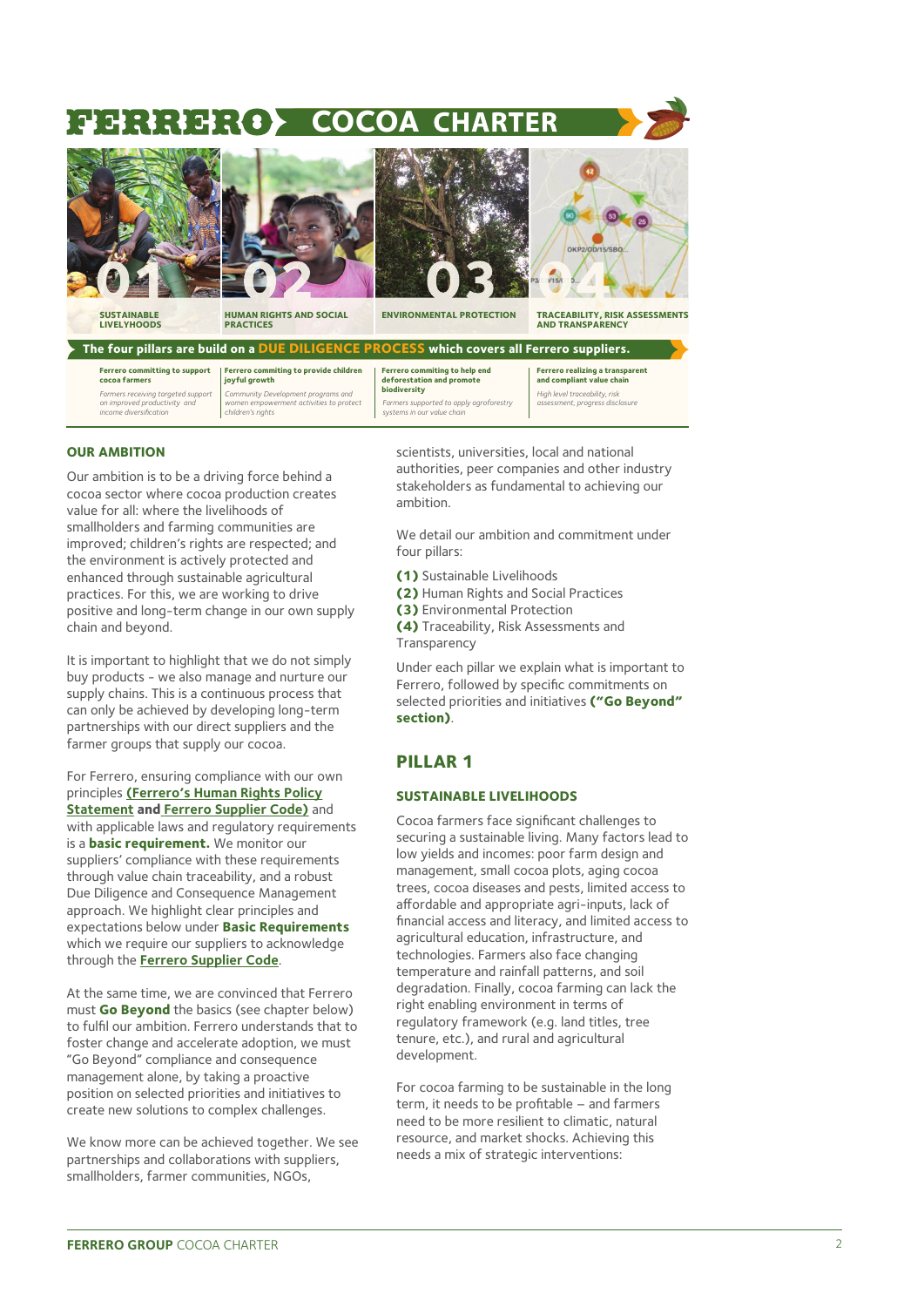# FERRERO COCOA CHARTER

**01** SUSTAINABLE LIVELYHOODS

**02** HUMAN RIGHTS AND SOCIAL PRACTICES

**03** ENVIRONMENTAL PROTECTION

**04** TRACEABILITY, RISK ASSESSMENTS AND TRANSPARENCY

**The four pillars are build on a DUE DILIGENCE PROCESS which covers all Ferrero suppliers.**

| **Ferrero committing to support cocoa farmers** | **Ferrero commiting to provide children joyful growth** | **Ferrero commiting to help end deforestation and promote biodiversity** | **Ferrero realizing a transparent and compliant value chain** |
|---|---|---|---|
| *Farmers receiving targeted support on improved productivity and income diversification* | *Community Development programs and women empowerment activities to protect children's rights* | *Farmers supported to apply agroforestry systems in our value chain* | *High level traceability, risk assessment, progress disclosure* |

## OUR AMBITION

Our ambition is to be a driving force behind a cocoa sector where cocoa production creates value for all: where the livelihoods of smallholders and farming communities are improved; children's rights are respected; and the environment is actively protected and enhanced through sustainable agricultural practices. For this, we are working to drive positive and long-term change in our own supply chain and beyond.

It is important to highlight that we do not simply buy products - we also manage and nurture our supply chains. This is a continuous process that can only be achieved by developing long-term partnerships with our direct suppliers and the farmer groups that supply our cocoa.

For Ferrero, ensuring compliance with our own principles **(Ferrero's Human Rights Policy Statement and Ferrero Supplier Code)** and with applicable laws and regulatory requirements is a **basic requirement.** We monitor our suppliers' compliance with these requirements through value chain traceability, and a robust Due Diligence and Consequence Management approach. We highlight clear principles and expectations below under **Basic Requirements** which we require our suppliers to acknowledge through the **Ferrero Supplier Code**.

At the same time, we are convinced that Ferrero must **Go Beyond** the basics (see chapter below) to fulfil our ambition. Ferrero understands that to foster change and accelerate adoption, we must "Go Beyond" compliance and consequence management alone, by taking a proactive position on selected priorities and initiatives to create new solutions to complex challenges.

We know more can be achieved together. We see partnerships and collaborations with suppliers, smallholders, farmer communities, NGOs, scientists, universities, local and national authorities, peer companies and other industry stakeholders as fundamental to achieving our ambition.

We detail our ambition and commitment under four pillars:

**(1)** Sustainable Livelihoods
**(2)** Human Rights and Social Practices
**(3)** Environmental Protection
**(4)** Traceability, Risk Assessments and Transparency

Under each pillar we explain what is important to Ferrero, followed by specific commitments on selected priorities and initiatives **("Go Beyond" section)**.

## PILLAR 1

### SUSTAINABLE LIVELIHOODS

Cocoa farmers face significant challenges to securing a sustainable living. Many factors lead to low yields and incomes: poor farm design and management, small cocoa plots, aging cocoa trees, cocoa diseases and pests, limited access to affordable and appropriate agri-inputs, lack of financial access and literacy, and limited access to agricultural education, infrastructure, and technologies. Farmers also face changing temperature and rainfall patterns, and soil degradation. Finally, cocoa farming can lack the right enabling environment in terms of regulatory framework (e.g. land titles, tree tenure, etc.), and rural and agricultural development.

For cocoa farming to be sustainable in the long term, it needs to be profitable – and farmers need to be more resilient to climatic, natural resource, and market shocks. Achieving this needs a mix of strategic interventions: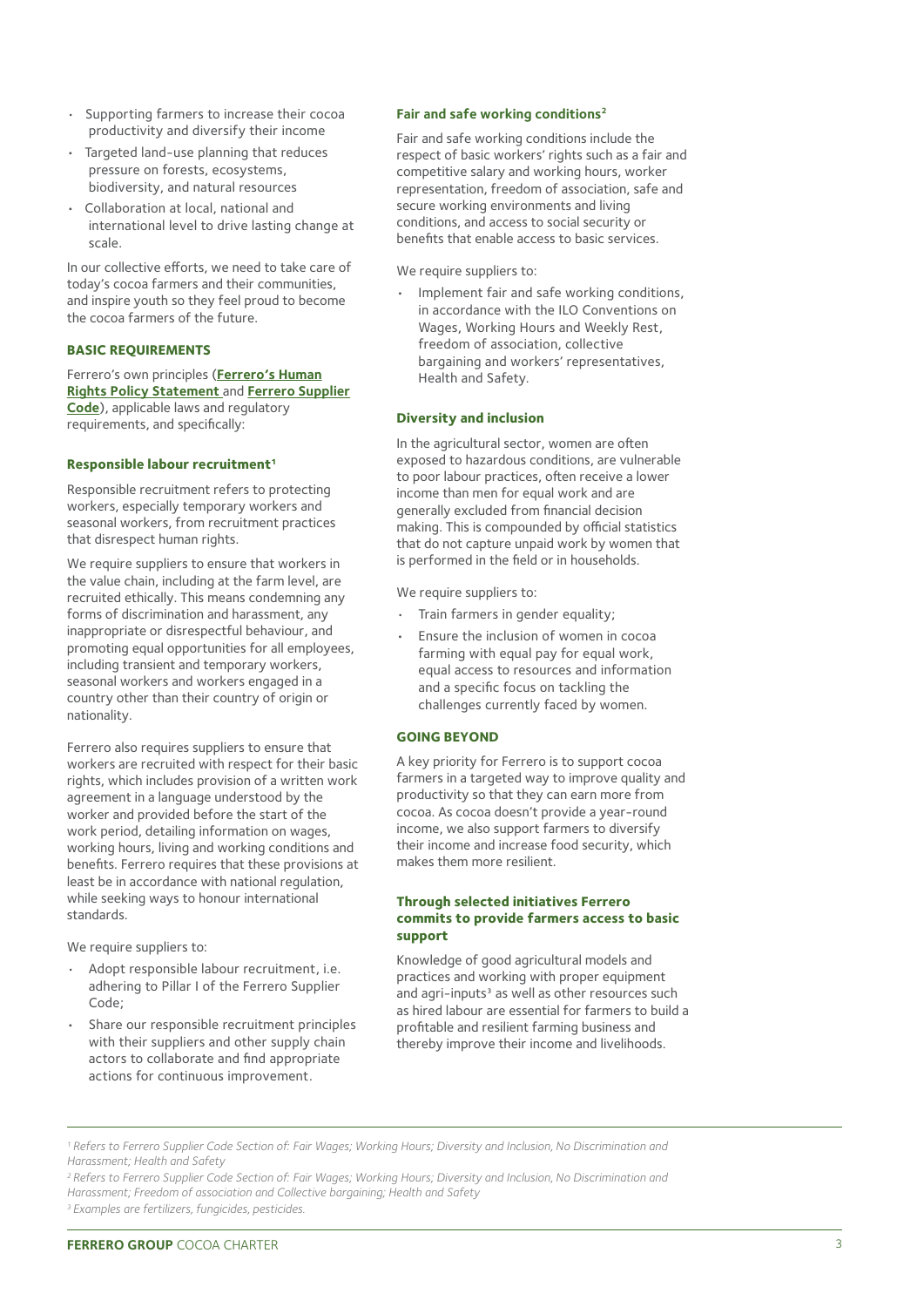- Supporting farmers to increase their cocoa productivity and diversify their income
- Targeted land-use planning that reduces pressure on forests, ecosystems, biodiversity, and natural resources
- Collaboration at local, national and international level to drive lasting change at scale.

In our collective efforts, we need to take care of today's cocoa farmers and their communities, and inspire youth so they feel proud to become the cocoa farmers of the future.

## BASIC REQUIREMENTS

Ferrero's own principles (**Ferrero's Human Rights Policy Statement** and **Ferrero Supplier Code**), applicable laws and regulatory requirements, and specifically:

### Responsible labour recruitment[1]

Responsible recruitment refers to protecting workers, especially temporary workers and seasonal workers, from recruitment practices that disrespect human rights.

We require suppliers to ensure that workers in the value chain, including at the farm level, are recruited ethically. This means condemning any forms of discrimination and harassment, any inappropriate or disrespectful behaviour, and promoting equal opportunities for all employees, including transient and temporary workers, seasonal workers and workers engaged in a country other than their country of origin or nationality.

Ferrero also requires suppliers to ensure that workers are recruited with respect for their basic rights, which includes provision of a written work agreement in a language understood by the worker and provided before the start of the work period, detailing information on wages, working hours, living and working conditions and benefits. Ferrero requires that these provisions at least be in accordance with national regulation, while seeking ways to honour international standards.

We require suppliers to:

- Adopt responsible labour recruitment, i.e. adhering to Pillar I of the Ferrero Supplier Code;
- Share our responsible recruitment principles with their suppliers and other supply chain actors to collaborate and find appropriate actions for continuous improvement.

### Fair and safe working conditions[2]

Fair and safe working conditions include the respect of basic workers' rights such as a fair and competitive salary and working hours, worker representation, freedom of association, safe and secure working environments and living conditions, and access to social security or benefits that enable access to basic services.

We require suppliers to:

- Implement fair and safe working conditions, in accordance with the ILO Conventions on Wages, Working Hours and Weekly Rest, freedom of association, collective bargaining and workers' representatives, Health and Safety.

### Diversity and inclusion

In the agricultural sector, women are often exposed to hazardous conditions, are vulnerable to poor labour practices, often receive a lower income than men for equal work and are generally excluded from financial decision making. This is compounded by official statistics that do not capture unpaid work by women that is performed in the field or in households.

We require suppliers to:

- Train farmers in gender equality;
- Ensure the inclusion of women in cocoa farming with equal pay for equal work, equal access to resources and information and a specific focus on tackling the challenges currently faced by women.

## GOING BEYOND

A key priority for Ferrero is to support cocoa farmers in a targeted way to improve quality and productivity so that they can earn more from cocoa. As cocoa doesn't provide a year-round income, we also support farmers to diversify their income and increase food security, which makes them more resilient.

### Through selected initiatives Ferrero commits to provide farmers access to basic support

Knowledge of good agricultural models and practices and working with proper equipment and agri-inputs[3] as well as other resources such as hired labour are essential for farmers to build a profitable and resilient farming business and thereby improve their income and livelihoods.

---

*[1] Refers to Ferrero Supplier Code Section of: Fair Wages; Working Hours; Diversity and Inclusion, No Discrimination and Harassment; Health and Safety*

*[2] Refers to Ferrero Supplier Code Section of: Fair Wages; Working Hours; Diversity and Inclusion, No Discrimination and Harassment; Freedom of association and Collective bargaining; Health and Safety*

*[3] Examples are fertilizers, fungicides, pesticides.*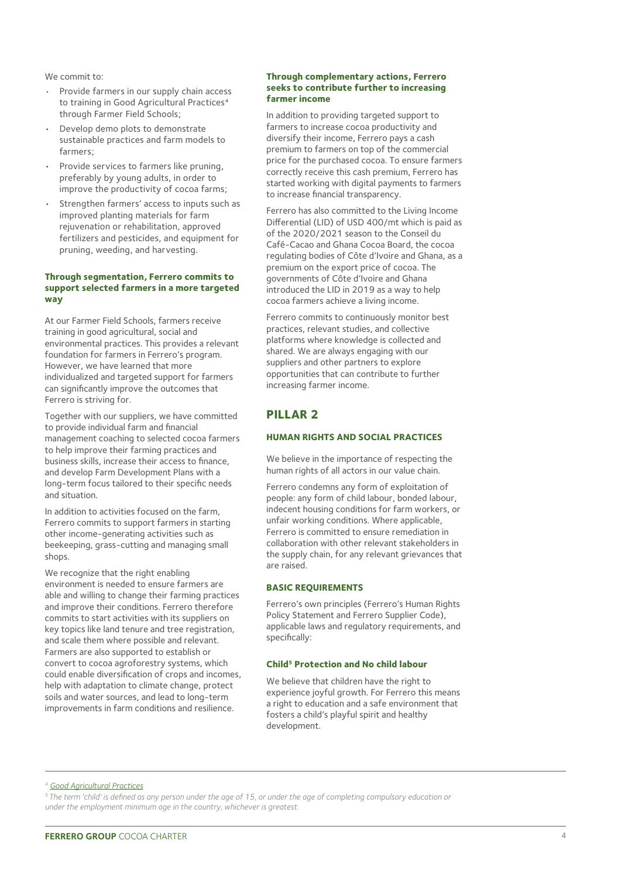We commit to:

- Provide farmers in our supply chain access to training in Good Agricultural Practices[4] through Farmer Field Schools;
- Develop demo plots to demonstrate sustainable practices and farm models to farmers;
- Provide services to farmers like pruning, preferably by young adults, in order to improve the productivity of cocoa farms;
- Strengthen farmers' access to inputs such as improved planting materials for farm rejuvenation or rehabilitation, approved fertilizers and pesticides, and equipment for pruning, weeding, and harvesting.

#### Through segmentation, Ferrero commits to support selected farmers in a more targeted way

At our Farmer Field Schools, farmers receive training in good agricultural, social and environmental practices. This provides a relevant foundation for farmers in Ferrero's program. However, we have learned that more individualized and targeted support for farmers can significantly improve the outcomes that Ferrero is striving for.

Together with our suppliers, we have committed to provide individual farm and financial management coaching to selected cocoa farmers to help improve their farming practices and business skills, increase their access to finance, and develop Farm Development Plans with a long-term focus tailored to their specific needs and situation.

In addition to activities focused on the farm, Ferrero commits to support farmers in starting other income-generating activities such as beekeeping, grass-cutting and managing small shops.

We recognize that the right enabling environment is needed to ensure farmers are able and willing to change their farming practices and improve their conditions. Ferrero therefore commits to start activities with its suppliers on key topics like land tenure and tree registration, and scale them where possible and relevant. Farmers are also supported to establish or convert to cocoa agroforestry systems, which could enable diversification of crops and incomes, help with adaptation to climate change, protect soils and water sources, and lead to long-term improvements in farm conditions and resilience.

#### Through complementary actions, Ferrero seeks to contribute further to increasing farmer income

In addition to providing targeted support to farmers to increase cocoa productivity and diversify their income, Ferrero pays a cash premium to farmers on top of the commercial price for the purchased cocoa. To ensure farmers correctly receive this cash premium, Ferrero has started working with digital payments to farmers to increase financial transparency.

Ferrero has also committed to the Living Income Differential (LID) of USD 400/mt which is paid as of the 2020/2021 season to the Conseil du Café-Cacao and Ghana Cocoa Board, the cocoa regulating bodies of Côte d'Ivoire and Ghana, as a premium on the export price of cocoa. The governments of Côte d'Ivoire and Ghana introduced the LID in 2019 as a way to help cocoa farmers achieve a living income.

Ferrero commits to continuously monitor best practices, relevant studies, and collective platforms where knowledge is collected and shared. We are always engaging with our suppliers and other partners to explore opportunities that can contribute to further increasing farmer income.

## PILLAR 2

### HUMAN RIGHTS AND SOCIAL PRACTICES

We believe in the importance of respecting the human rights of all actors in our value chain.

Ferrero condemns any form of exploitation of people: any form of child labour, bonded labour, indecent housing conditions for farm workers, or unfair working conditions. Where applicable, Ferrero is committed to ensure remediation in collaboration with other relevant stakeholders in the supply chain, for any relevant grievances that are raised.

### BASIC REQUIREMENTS

Ferrero's own principles (Ferrero's Human Rights Policy Statement and Ferrero Supplier Code), applicable laws and regulatory requirements, and specifically:

#### Child[5] Protection and No child labour

We believe that children have the right to experience joyful growth. For Ferrero this means a right to education and a safe environment that fosters a child's playful spirit and healthy development.

---

[4] Good Agricultural Practices

[5] *The term 'child' is defined as any person under the age of 15, or under the age of completing compulsory education or under the employment minimum age in the country, whichever is greatest.*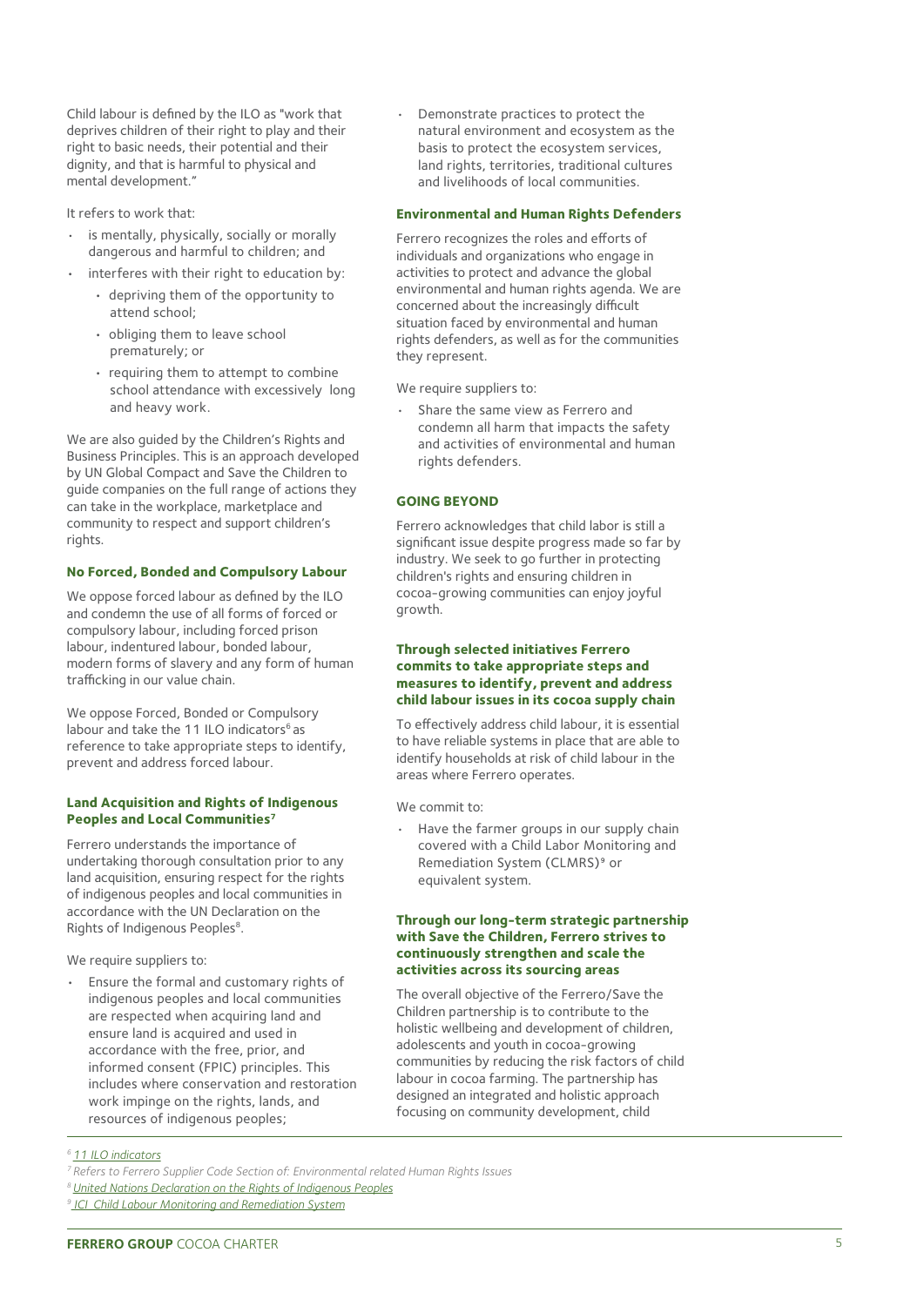Child labour is defined by the ILO as "work that deprives children of their right to play and their right to basic needs, their potential and their dignity, and that is harmful to physical and mental development."

It refers to work that:

- is mentally, physically, socially or morally dangerous and harmful to children; and
- interferes with their right to education by:
  - depriving them of the opportunity to attend school;
  - obliging them to leave school prematurely; or
  - requiring them to attempt to combine school attendance with excessively long and heavy work.

We are also guided by the Children's Rights and Business Principles. This is an approach developed by UN Global Compact and Save the Children to guide companies on the full range of actions they can take in the workplace, marketplace and community to respect and support children's rights.

#### No Forced, Bonded and Compulsory Labour

We oppose forced labour as defined by the ILO and condemn the use of all forms of forced or compulsory labour, including forced prison labour, indentured labour, bonded labour, modern forms of slavery and any form of human trafficking in our value chain.

We oppose Forced, Bonded or Compulsory labour and take the 11 ILO indicators[6] as reference to take appropriate steps to identify, prevent and address forced labour.

#### Land Acquisition and Rights of Indigenous Peoples and Local Communities[7]

Ferrero understands the importance of undertaking thorough consultation prior to any land acquisition, ensuring respect for the rights of indigenous peoples and local communities in accordance with the UN Declaration on the Rights of Indigenous Peoples[8].

We require suppliers to:

- Ensure the formal and customary rights of indigenous peoples and local communities are respected when acquiring land and ensure land is acquired and used in accordance with the free, prior, and informed consent (FPIC) principles. This includes where conservation and restoration work impinge on the rights, lands, and resources of indigenous peoples;
- Demonstrate practices to protect the natural environment and ecosystem as the basis to protect the ecosystem services, land rights, territories, traditional cultures and livelihoods of local communities.

#### Environmental and Human Rights Defenders

Ferrero recognizes the roles and efforts of individuals and organizations who engage in activities to protect and advance the global environmental and human rights agenda. We are concerned about the increasingly difficult situation faced by environmental and human rights defenders, as well as for the communities they represent.

We require suppliers to:

- Share the same view as Ferrero and condemn all harm that impacts the safety and activities of environmental and human rights defenders.

### GOING BEYOND

Ferrero acknowledges that child labor is still a significant issue despite progress made so far by industry. We seek to go further in protecting children's rights and ensuring children in cocoa-growing communities can enjoy joyful growth.

#### Through selected initiatives Ferrero commits to take appropriate steps and measures to identify, prevent and address child labour issues in its cocoa supply chain

To effectively address child labour, it is essential to have reliable systems in place that are able to identify households at risk of child labour in the areas where Ferrero operates.

We commit to:

- Have the farmer groups in our supply chain covered with a Child Labor Monitoring and Remediation System (CLMRS)[9] or equivalent system.

#### Through our long-term strategic partnership with Save the Children, Ferrero strives to continuously strengthen and scale the activities across its sourcing areas

The overall objective of the Ferrero/Save the Children partnership is to contribute to the holistic wellbeing and development of children, adolescents and youth in cocoa-growing communities by reducing the risk factors of child labour in cocoa farming. The partnership has designed an integrated and holistic approach focusing on community development, child

---

[6] 11 ILO indicators

[7] Refers to Ferrero Supplier Code Section of: Environmental related Human Rights Issues

[8] United Nations Declaration on the Rights of Indigenous Peoples

[9] ICI Child Labour Monitoring and Remediation System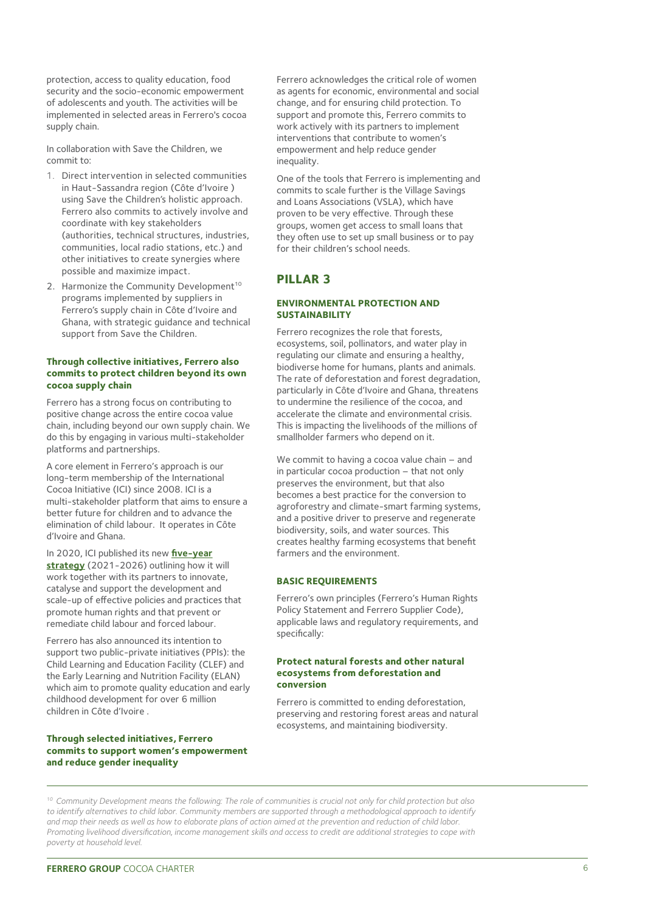protection, access to quality education, food security and the socio-economic empowerment of adolescents and youth. The activities will be implemented in selected areas in Ferrero's cocoa supply chain.

In collaboration with Save the Children, we commit to:

1. Direct intervention in selected communities in Haut-Sassandra region (Côte d'Ivoire ) using Save the Children's holistic approach. Ferrero also commits to actively involve and coordinate with key stakeholders (authorities, technical structures, industries, communities, local radio stations, etc.) and other initiatives to create synergies where possible and maximize impact.
2. Harmonize the Community Development[10] programs implemented by suppliers in Ferrero's supply chain in Côte d'Ivoire and Ghana, with strategic guidance and technical support from Save the Children.

#### Through collective initiatives, Ferrero also commits to protect children beyond its own cocoa supply chain

Ferrero has a strong focus on contributing to positive change across the entire cocoa value chain, including beyond our own supply chain. We do this by engaging in various multi-stakeholder platforms and partnerships.

A core element in Ferrero's approach is our long-term membership of the International Cocoa Initiative (ICI) since 2008. ICI is a multi-stakeholder platform that aims to ensure a better future for children and to advance the elimination of child labour. It operates in Côte d'Ivoire and Ghana.

In 2020, ICI published its new **five-year strategy** (2021-2026) outlining how it will work together with its partners to innovate, catalyse and support the development and scale-up of effective policies and practices that promote human rights and that prevent or remediate child labour and forced labour.

Ferrero has also announced its intention to support two public-private initiatives (PPIs): the Child Learning and Education Facility (CLEF) and the Early Learning and Nutrition Facility (ELAN) which aim to promote quality education and early childhood development for over 6 million children in Côte d'Ivoire .

#### Through selected initiatives, Ferrero commits to support women's empowerment and reduce gender inequality

Ferrero acknowledges the critical role of women as agents for economic, environmental and social change, and for ensuring child protection. To support and promote this, Ferrero commits to work actively with its partners to implement interventions that contribute to women's empowerment and help reduce gender inequality.

One of the tools that Ferrero is implementing and commits to scale further is the Village Savings and Loans Associations (VSLA), which have proven to be very effective. Through these groups, women get access to small loans that they often use to set up small business or to pay for their children's school needs.

## PILLAR 3

### ENVIRONMENTAL PROTECTION AND SUSTAINABILITY

Ferrero recognizes the role that forests, ecosystems, soil, pollinators, and water play in regulating our climate and ensuring a healthy, biodiverse home for humans, plants and animals. The rate of deforestation and forest degradation, particularly in Côte d'Ivoire and Ghana, threatens to undermine the resilience of the cocoa, and accelerate the climate and environmental crisis. This is impacting the livelihoods of the millions of smallholder farmers who depend on it.

We commit to having a cocoa value chain – and in particular cocoa production – that not only preserves the environment, but that also becomes a best practice for the conversion to agroforestry and climate-smart farming systems, and a positive driver to preserve and regenerate biodiversity, soils, and water sources. This creates healthy farming ecosystems that benefit farmers and the environment.

### BASIC REQUIREMENTS

Ferrero's own principles (Ferrero's Human Rights Policy Statement and Ferrero Supplier Code), applicable laws and regulatory requirements, and specifically:

#### Protect natural forests and other natural ecosystems from deforestation and conversion

Ferrero is committed to ending deforestation, preserving and restoring forest areas and natural ecosystems, and maintaining biodiversity.

---

*[10] Community Development means the following: The role of communities is crucial not only for child protection but also to identify alternatives to child labor. Community members are supported through a methodological approach to identify and map their needs as well as how to elaborate plans of action aimed at the prevention and reduction of child labor. Promoting livelihood diversification, income management skills and access to credit are additional strategies to cope with poverty at household level.*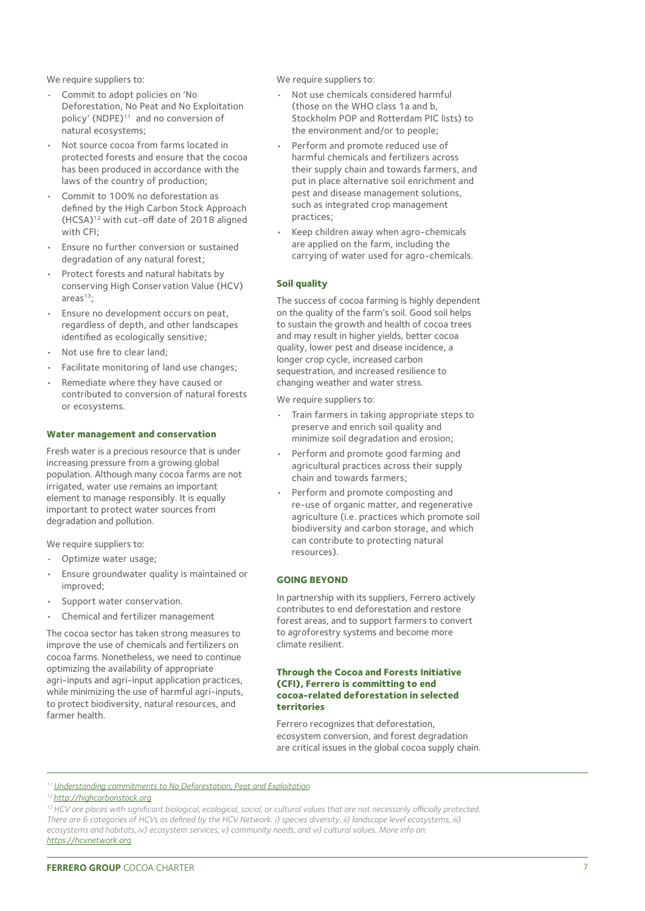We require suppliers to:

- Commit to adopt policies on 'No Deforestation, No Peat and No Exploitation policy' (NDPE)[11] and no conversion of natural ecosystems;
- Not source cocoa from farms located in protected forests and ensure that the cocoa has been produced in accordance with the laws of the country of production;
- Commit to 100% no deforestation as defined by the High Carbon Stock Approach (HCSA)[12] with cut-off date of 2018 aligned with CFI;
- Ensure no further conversion or sustained degradation of any natural forest;
- Protect forests and natural habitats by conserving High Conservation Value (HCV) areas[13];
- Ensure no development occurs on peat, regardless of depth, and other landscapes identified as ecologically sensitive;
- Not use fire to clear land;
- Facilitate monitoring of land use changes;
- Remediate where they have caused or contributed to conversion of natural forests or ecosystems.

### Water management and conservation

Fresh water is a precious resource that is under increasing pressure from a growing global population. Although many cocoa farms are not irrigated, water use remains an important element to manage responsibly. It is equally important to protect water sources from degradation and pollution.

We require suppliers to:

- Optimize water usage;
- Ensure groundwater quality is maintained or improved;
- Support water conservation.
- Chemical and fertilizer management

The cocoa sector has taken strong measures to improve the use of chemicals and fertilizers on cocoa farms. Nonetheless, we need to continue optimizing the availability of appropriate agri-inputs and agri-input application practices, while minimizing the use of harmful agri-inputs, to protect biodiversity, natural resources, and farmer health.

We require suppliers to:

- Not use chemicals considered harmful (those on the WHO class 1a and b, Stockholm POP and Rotterdam PIC lists) to the environment and/or to people;
- Perform and promote reduced use of harmful chemicals and fertilizers across their supply chain and towards farmers, and put in place alternative soil enrichment and pest and disease management solutions, such as integrated crop management practices;
- Keep children away when agro-chemicals are applied on the farm, including the carrying of water used for agro-chemicals.

### Soil quality

The success of cocoa farming is highly dependent on the quality of the farm's soil. Good soil helps to sustain the growth and health of cocoa trees and may result in higher yields, better cocoa quality, lower pest and disease incidence, a longer crop cycle, increased carbon sequestration, and increased resilience to changing weather and water stress.

We require suppliers to:

- Train farmers in taking appropriate steps to preserve and enrich soil quality and minimize soil degradation and erosion;
- Perform and promote good farming and agricultural practices across their supply chain and towards farmers;
- Perform and promote composting and re-use of organic matter, and regenerative agriculture (i.e. practices which promote soil biodiversity and carbon storage, and which can contribute to protecting natural resources).

### GOING BEYOND

In partnership with its suppliers, Ferrero actively contributes to end deforestation and restore forest areas, and to support farmers to convert to agroforestry systems and become more climate resilient.

#### Through the Cocoa and Forests Initiative (CFI), Ferrero is committing to end cocoa-related deforestation in selected territories

Ferrero recognizes that deforestation, ecosystem conversion, and forest degradation are critical issues in the global cocoa supply chain.

---

*[11] Understanding commitments to No Deforestation, Peat and Exploitation*

*[12] http://highcarbonstock.org*

*[13] HCV are places with significant biological, ecological, social, or cultural values that are not necessarily officially protected. There are 6 categories of HCVs as defined by the HCV Network: i) species diversity, ii) landscape level ecosystems, iii) ecosystems and habitats, iv) ecosystem services, v) community needs, and vi) cultural values. More info on: https://hcvnetwork.org*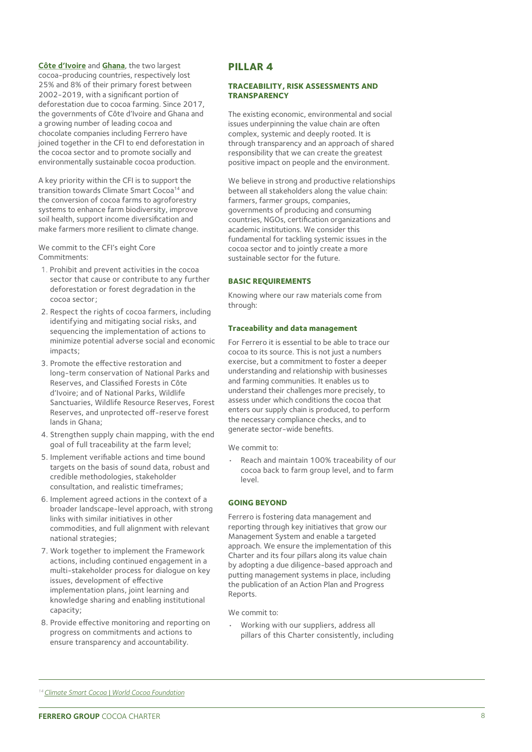**Côte d'Ivoire** and **Ghana**, the two largest cocoa-producing countries, respectively lost 25% and 8% of their primary forest between 2002-2019, with a significant portion of deforestation due to cocoa farming. Since 2017, the governments of Côte d'Ivoire and Ghana and a growing number of leading cocoa and chocolate companies including Ferrero have joined together in the CFI to end deforestation in the cocoa sector and to promote socially and environmentally sustainable cocoa production.

A key priority within the CFI is to support the transition towards Climate Smart Cocoa[14] and the conversion of cocoa farms to agroforestry systems to enhance farm biodiversity, improve soil health, support income diversification and make farmers more resilient to climate change.

We commit to the CFI's eight Core Commitments:

1. Prohibit and prevent activities in the cocoa sector that cause or contribute to any further deforestation or forest degradation in the cocoa sector;
2. Respect the rights of cocoa farmers, including identifying and mitigating social risks, and sequencing the implementation of actions to minimize potential adverse social and economic impacts;
3. Promote the effective restoration and long-term conservation of National Parks and Reserves, and Classified Forests in Côte d'Ivoire; and of National Parks, Wildlife Sanctuaries, Wildlife Resource Reserves, Forest Reserves, and unprotected off-reserve forest lands in Ghana;
4. Strengthen supply chain mapping, with the end goal of full traceability at the farm level;
5. Implement verifiable actions and time bound targets on the basis of sound data, robust and credible methodologies, stakeholder consultation, and realistic timeframes;
6. Implement agreed actions in the context of a broader landscape-level approach, with strong links with similar initiatives in other commodities, and full alignment with relevant national strategies;
7. Work together to implement the Framework actions, including continued engagement in a multi-stakeholder process for dialogue on key issues, development of effective implementation plans, joint learning and knowledge sharing and enabling institutional capacity;
8. Provide effective monitoring and reporting on progress on commitments and actions to ensure transparency and accountability.

## PILLAR 4

### TRACEABILITY, RISK ASSESSMENTS AND TRANSPARENCY

The existing economic, environmental and social issues underpinning the value chain are often complex, systemic and deeply rooted. It is through transparency and an approach of shared responsibility that we can create the greatest positive impact on people and the environment.

We believe in strong and productive relationships between all stakeholders along the value chain: farmers, farmer groups, companies, governments of producing and consuming countries, NGOs, certification organizations and academic institutions. We consider this fundamental for tackling systemic issues in the cocoa sector and to jointly create a more sustainable sector for the future.

### BASIC REQUIREMENTS

Knowing where our raw materials come from through:

#### Traceability and data management

For Ferrero it is essential to be able to trace our cocoa to its source. This is not just a numbers exercise, but a commitment to foster a deeper understanding and relationship with businesses and farming communities. It enables us to understand their challenges more precisely, to assess under which conditions the cocoa that enters our supply chain is produced, to perform the necessary compliance checks, and to generate sector-wide benefits.

We commit to:

- Reach and maintain 100% traceability of our cocoa back to farm group level, and to farm level.

### GOING BEYOND

Ferrero is fostering data management and reporting through key initiatives that grow our Management System and enable a targeted approach. We ensure the implementation of this Charter and its four pillars along its value chain by adopting a due diligence-based approach and putting management systems in place, including the publication of an Action Plan and Progress Reports.

We commit to:

- Working with our suppliers, address all pillars of this Charter consistently, including

---

[14] *Climate Smart Cocoa | World Cocoa Foundation*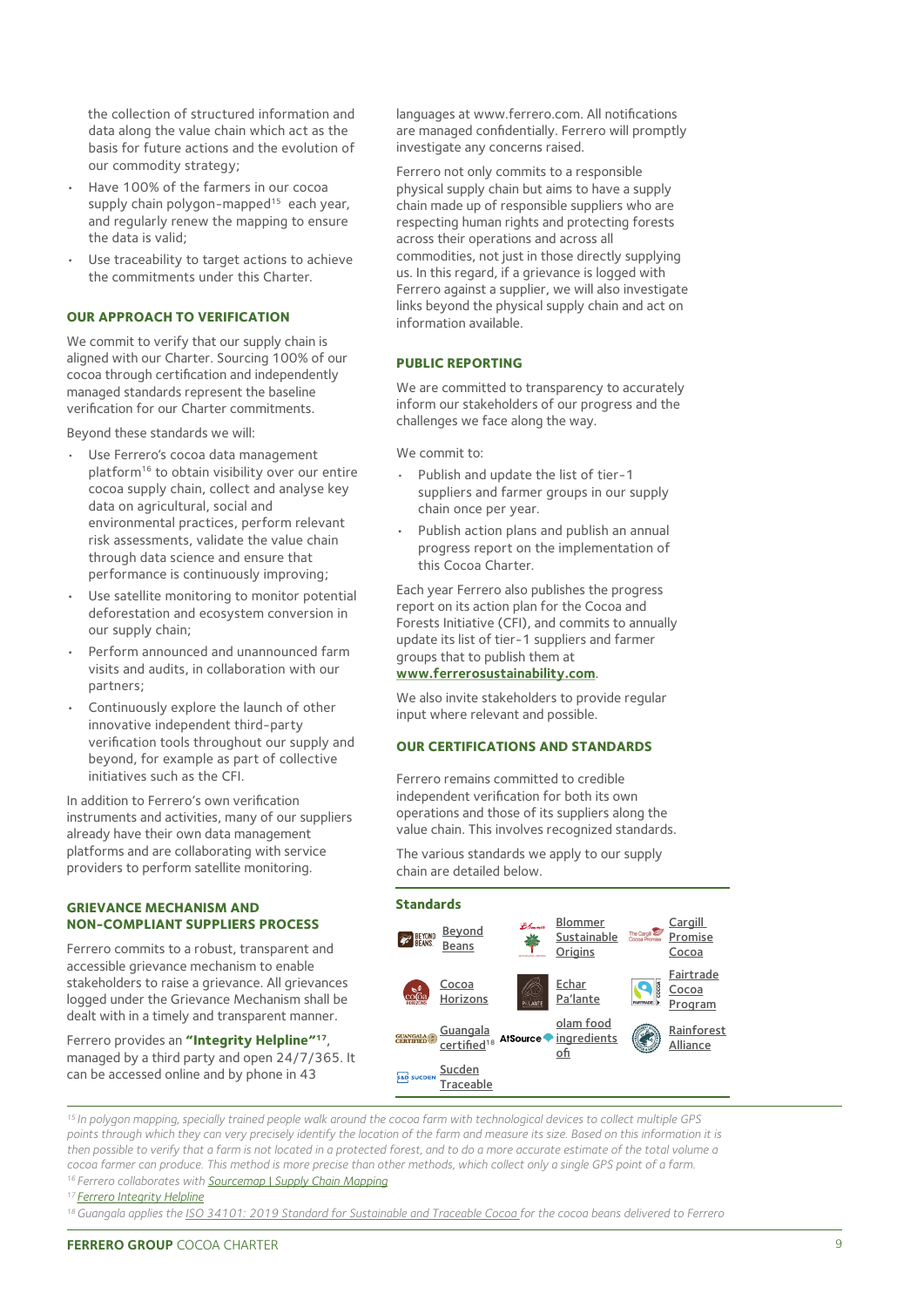the collection of structured information and data along the value chain which act as the basis for future actions and the evolution of our commodity strategy;

- Have 100% of the farmers in our cocoa supply chain polygon-mapped[15] each year, and regularly renew the mapping to ensure the data is valid;
- Use traceability to target actions to achieve the commitments under this Charter.

### OUR APPROACH TO VERIFICATION

We commit to verify that our supply chain is aligned with our Charter. Sourcing 100% of our cocoa through certification and independently managed standards represent the baseline verification for our Charter commitments.

Beyond these standards we will:

- Use Ferrero's cocoa data management platform[16] to obtain visibility over our entire cocoa supply chain, collect and analyse key data on agricultural, social and environmental practices, perform relevant risk assessments, validate the value chain through data science and ensure that performance is continuously improving;
- Use satellite monitoring to monitor potential deforestation and ecosystem conversion in our supply chain;
- Perform announced and unannounced farm visits and audits, in collaboration with our partners;
- Continuously explore the launch of other innovative independent third-party verification tools throughout our supply and beyond, for example as part of collective initiatives such as the CFI.

In addition to Ferrero's own verification instruments and activities, many of our suppliers already have their own data management platforms and are collaborating with service providers to perform satellite monitoring.

### GRIEVANCE MECHANISM AND NON-COMPLIANT SUPPLIERS PROCESS

Ferrero commits to a robust, transparent and accessible grievance mechanism to enable stakeholders to raise a grievance. All grievances logged under the Grievance Mechanism shall be dealt with in a timely and transparent manner.

Ferrero provides an **"Integrity Helpline"**[17], managed by a third party and open 24/7/365. It can be accessed online and by phone in 43 languages at www.ferrero.com. All notifications are managed confidentially. Ferrero will promptly investigate any concerns raised.

Ferrero not only commits to a responsible physical supply chain but aims to have a supply chain made up of responsible suppliers who are respecting human rights and protecting forests across their operations and across all commodities, not just in those directly supplying us. In this regard, if a grievance is logged with Ferrero against a supplier, we will also investigate links beyond the physical supply chain and act on information available.

### PUBLIC REPORTING

We are committed to transparency to accurately inform our stakeholders of our progress and the challenges we face along the way.

We commit to:

- Publish and update the list of tier-1 suppliers and farmer groups in our supply chain once per year.
- Publish action plans and publish an annual progress report on the implementation of this Cocoa Charter.

Each year Ferrero also publishes the progress report on its action plan for the Cocoa and Forests Initiative (CFI), and commits to annually update its list of tier-1 suppliers and farmer groups that to publish them at **www.ferrerosustainability.com**.

We also invite stakeholders to provide regular input where relevant and possible.

### OUR CERTIFICATIONS AND STANDARDS

Ferrero remains committed to credible independent verification for both its own operations and those of its suppliers along the value chain. This involves recognized standards.

The various standards we apply to our supply chain are detailed below.

**Standards**

| | | |
|---|---|---|
| Beyond Beans | Blommer Sustainable Origins | Cargill Promise Cocoa |
| Cocoa Horizons | Echar Pa'lante | Fairtrade Cocoa Program |
| Guangala certified[18] | olam food ingredients ofi | Rainforest Alliance |
| Sucden Traceable | | |

[15] *In polygon mapping, specially trained people walk around the cocoa farm with technological devices to collect multiple GPS points through which they can very precisely identify the location of the farm and measure its size. Based on this information it is then possible to verify that a farm is not located in a protected forest, and to do a more accurate estimate of the total volume a cocoa farmer can produce. This method is more precise than other methods, which collect only a single GPS point of a farm.*

[16] *Ferrero collaborates with Sourcemap | Supply Chain Mapping*

[17] *Ferrero Integrity Helpline*

[18] *Guangala applies the ISO 34101: 2019 Standard for Sustainable and Traceable Cocoa for the cocoa beans delivered to Ferrero*